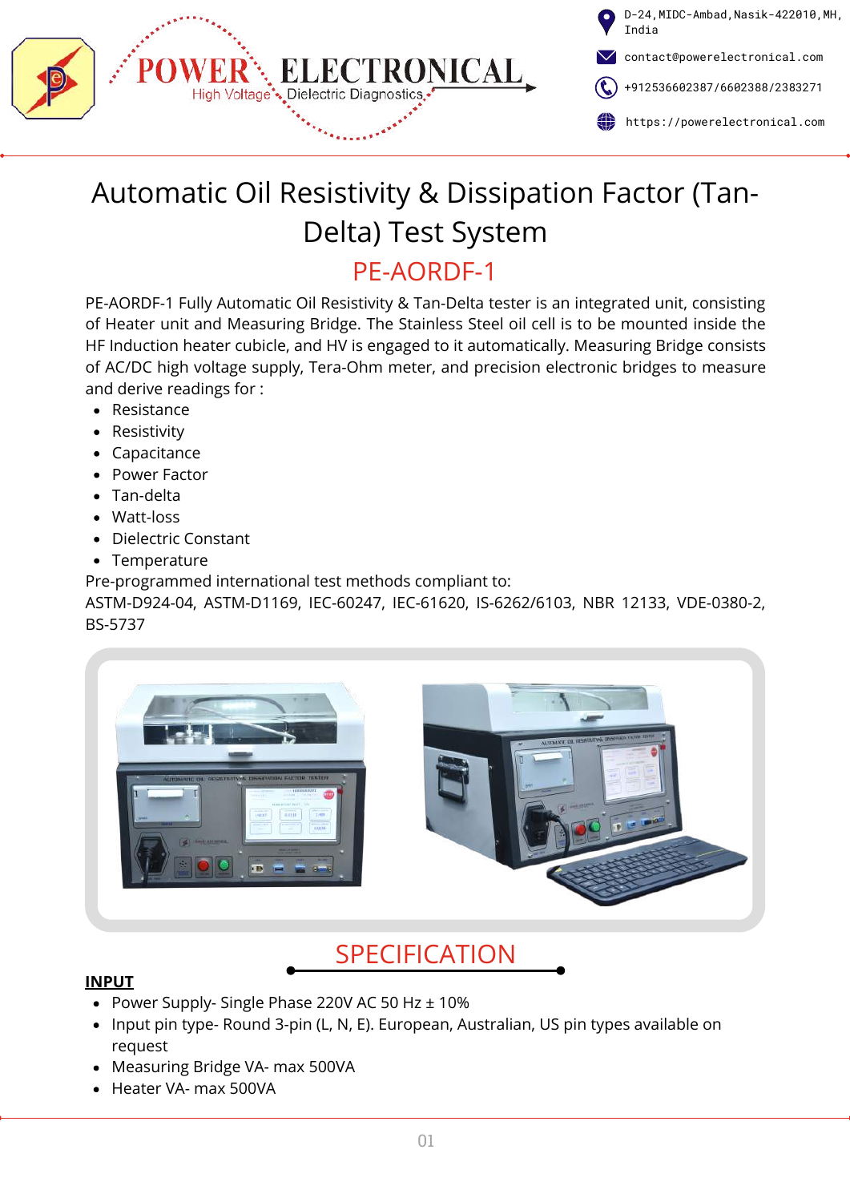POWER ELECTRONICAL
High Voltage Dielectric Diagnostics

D-24,MIDC-Ambad,Nasik-422010,MH, India

contact@powerelectronical.com

+912536602387/6602388/2383271

https://powerelectronical.com

# Automatic Oil Resistivity & Dissipation Factor (Tan-Delta) Test System

## PE-AORDF-1

PE-AORDF-1 Fully Automatic Oil Resistivity & Tan-Delta tester is an integrated unit, consisting of Heater unit and Measuring Bridge. The Stainless Steel oil cell is to be mounted inside the HF Induction heater cubicle, and HV is engaged to it automatically. Measuring Bridge consists of AC/DC high voltage supply, Tera-Ohm meter, and precision electronic bridges to measure and derive readings for :

- Resistance
- Resistivity
- Capacitance
- Power Factor
- Tan-delta
- Watt-loss
- Dielectric Constant
- Temperature

Pre-programmed international test methods compliant to:
ASTM-D924-04, ASTM-D1169, IEC-60247, IEC-61620, IS-6262/6103, NBR 12133, VDE-0380-2, BS-5737

## SPECIFICATION

**INPUT**

- Power Supply- Single Phase 220V AC 50 Hz ± 10%
- Input pin type- Round 3-pin (L, N, E). European, Australian, US pin types available on request
- Measuring Bridge VA- max 500VA
- Heater VA- max 500VA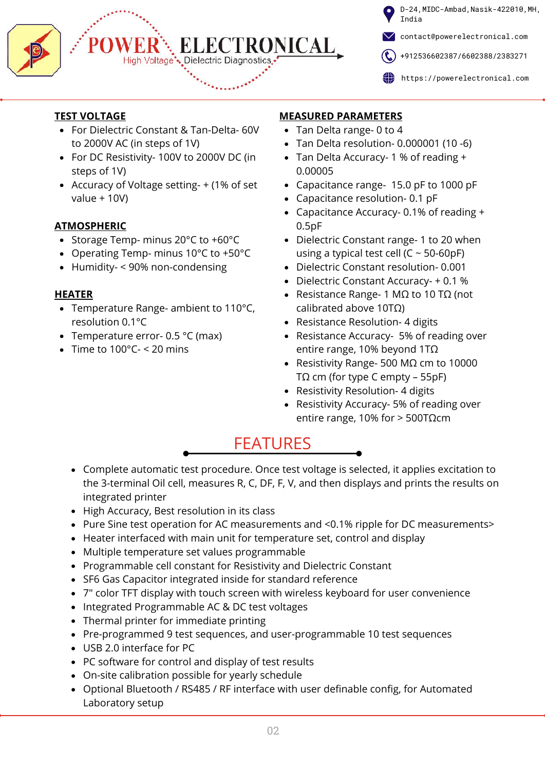## TEST VOLTAGE

- For Dielectric Constant & Tan-Delta- 60V to 2000V AC (in steps of 1V)
- For DC Resistivity- 100V to 2000V DC (in steps of 1V)
- Accuracy of Voltage setting- + (1% of set value + 10V)

## ATMOSPHERIC

- Storage Temp- minus 20°C to +60°C
- Operating Temp- minus 10°C to +50°C
- Humidity- < 90% non-condensing

## HEATER

- Temperature Range- ambient to 110°C, resolution 0.1°C
- Temperature error- 0.5 °C (max)
- Time to 100°C- < 20 mins

## MEASURED PARAMETERS

- Tan Delta range- 0 to 4
- Tan Delta resolution- 0.000001 (10 -6)
- Tan Delta Accuracy- 1 % of reading + 0.00005
- Capacitance range- 15.0 pF to 1000 pF
- Capacitance resolution- 0.1 pF
- Capacitance Accuracy- 0.1% of reading + 0.5pF
- Dielectric Constant range- 1 to 20 when using a typical test cell (C ~ 50-60pF)
- Dielectric Constant resolution- 0.001
- Dielectric Constant Accuracy- + 0.1 %
- Resistance Range- 1 MΩ to 10 TΩ (not calibrated above 10TΩ)
- Resistance Resolution- 4 digits
- Resistance Accuracy- 5% of reading over entire range, 10% beyond 1TΩ
- Resistivity Range- 500 MΩ cm to 10000 TΩ cm (for type C empty – 55pF)
- Resistivity Resolution- 4 digits
- Resistivity Accuracy- 5% of reading over entire range, 10% for > 500TΩcm

# FEATURES

- Complete automatic test procedure. Once test voltage is selected, it applies excitation to the 3-terminal Oil cell, measures R, C, DF, F, V, and then displays and prints the results on integrated printer
- High Accuracy, Best resolution in its class
- Pure Sine test operation for AC measurements and <0.1% ripple for DC measurements>
- Heater interfaced with main unit for temperature set, control and display
- Multiple temperature set values programmable
- Programmable cell constant for Resistivity and Dielectric Constant
- SF6 Gas Capacitor integrated inside for standard reference
- 7" color TFT display with touch screen with wireless keyboard for user convenience
- Integrated Programmable AC & DC test voltages
- Thermal printer for immediate printing
- Pre-programmed 9 test sequences, and user-programmable 10 test sequences
- USB 2.0 interface for PC
- PC software for control and display of test results
- On-site calibration possible for yearly schedule
- Optional Bluetooth / RS485 / RF interface with user definable config, for Automated Laboratory setup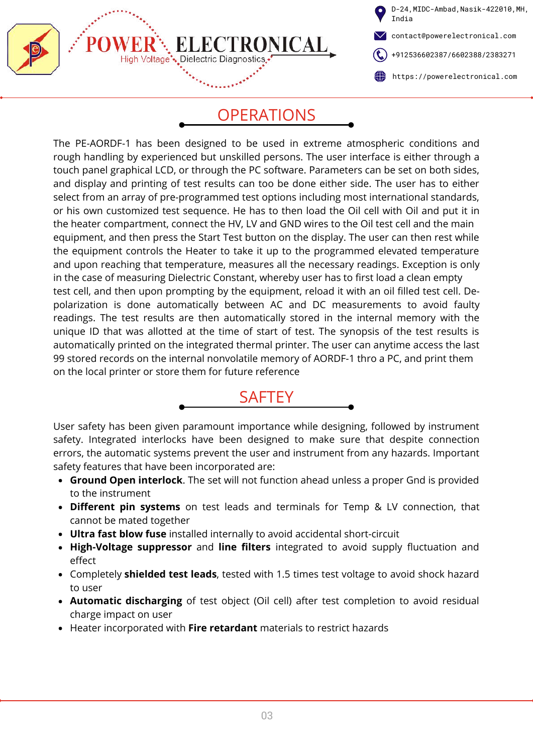## OPERATIONS

The PE-AORDF-1 has been designed to be used in extreme atmospheric conditions and rough handling by experienced but unskilled persons. The user interface is either through a touch panel graphical LCD, or through the PC software. Parameters can be set on both sides, and display and printing of test results can too be done either side. The user has to either select from an array of pre-programmed test options including most international standards, or his own customized test sequence. He has to then load the Oil cell with Oil and put it in the heater compartment, connect the HV, LV and GND wires to the Oil test cell and the main equipment, and then press the Start Test button on the display. The user can then rest while the equipment controls the Heater to take it up to the programmed elevated temperature and upon reaching that temperature, measures all the necessary readings. Exception is only in the case of measuring Dielectric Constant, whereby user has to first load a clean empty test cell, and then upon prompting by the equipment, reload it with an oil filled test cell. De-polarization is done automatically between AC and DC measurements to avoid faulty readings. The test results are then automatically stored in the internal memory with the unique ID that was allotted at the time of start of test. The synopsis of the test results is automatically printed on the integrated thermal printer. The user can anytime access the last 99 stored records on the internal nonvolatile memory of AORDF-1 thro a PC, and print them on the local printer or store them for future reference

## SAFTEY

User safety has been given paramount importance while designing, followed by instrument safety. Integrated interlocks have been designed to make sure that despite connection errors, the automatic systems prevent the user and instrument from any hazards. Important safety features that have been incorporated are:

- **Ground Open interlock**. The set will not function ahead unless a proper Gnd is provided to the instrument
- **Different pin systems** on test leads and terminals for Temp & LV connection, that cannot be mated together
- **Ultra fast blow fuse** installed internally to avoid accidental short-circuit
- **High-Voltage suppressor** and **line filters** integrated to avoid supply fluctuation and effect
- Completely **shielded test leads**, tested with 1.5 times test voltage to avoid shock hazard to user
- **Automatic discharging** of test object (Oil cell) after test completion to avoid residual charge impact on user
- Heater incorporated with **Fire retardant** materials to restrict hazards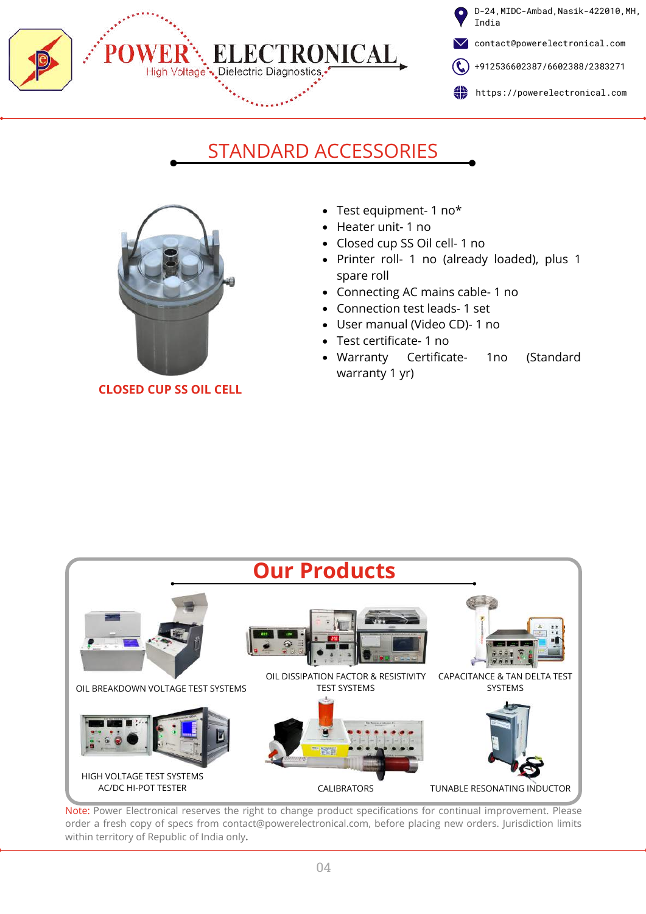## STANDARD ACCESSORIES

CLOSED CUP SS OIL CELL

- Test equipment- 1 no*
- Heater unit- 1 no
- Closed cup SS Oil cell- 1 no
- Printer roll- 1 no (already loaded), plus 1 spare roll
- Connecting AC mains cable- 1 no
- Connection test leads- 1 set
- User manual (Video CD)- 1 no
- Test certificate- 1 no
- Warranty Certificate- 1no (Standard warranty 1 yr)

## Our Products

OIL BREAKDOWN VOLTAGE TEST SYSTEMS

OIL DISSIPATION FACTOR & RESISTIVITY TEST SYSTEMS

CAPACITANCE & TAN DELTA TEST SYSTEMS

HIGH VOLTAGE TEST SYSTEMS AC/DC HI-POT TESTER

CALIBRATORS

TUNABLE RESONATING INDUCTOR

Note: Power Electronical reserves the right to change product specifications for continual improvement. Please order a fresh copy of specs from contact@powerelectronical.com, before placing new orders. Jurisdiction limits within territory of Republic of India only.